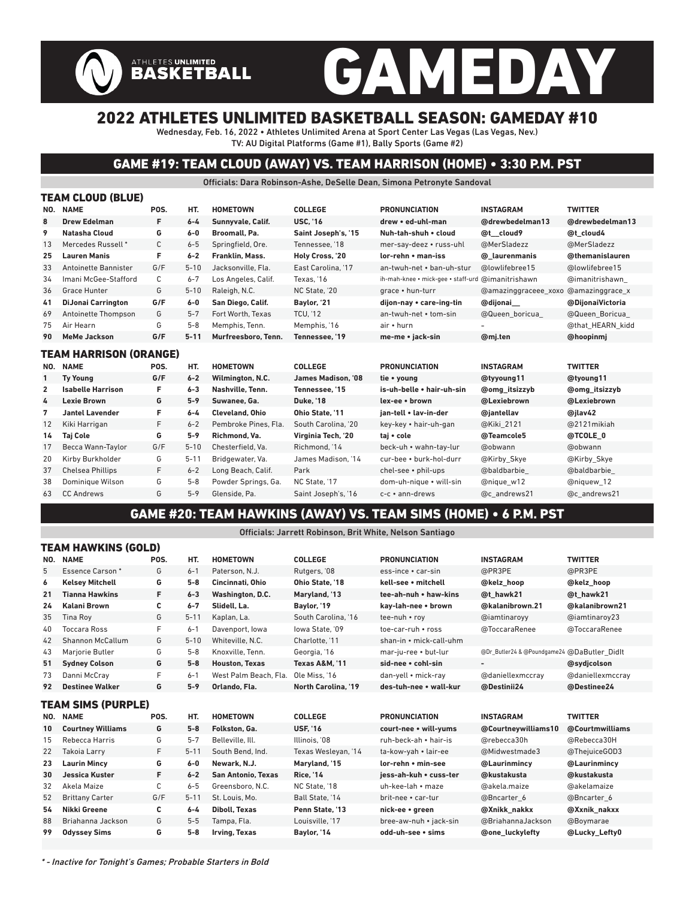# GAMEDAY

## 2022 ATHLETES UNLIMITED BASKETBALL SEASON: GAMEDAY #10

Wednesday, Feb. 16, 2022 • Athletes Unlimited Arena at Sport Center Las Vegas (Las Vegas, Nev.)
TV: AU Digital Platforms (Game #1), Bally Sports (Game #2)

## GAME #19: TEAM CLOUD (AWAY) VS. TEAM HARRISON (HOME) • 3:30 P.M. PST

Officials: Dara Robinson-Ashe, DeSelle Dean, Simona Petronyte Sandoval

### TEAM CLOUD (BLUE)

| NO. | NAME | POS. | HT. | HOMETOWN | COLLEGE | PRONUNCIATION | INSTAGRAM | TWITTER |
|---|---|---|---|---|---|---|---|---|
| **8** | **Drew Edelman** | **F** | **6-4** | **Sunnyvale, Calif.** | **USC, '16** | **drew • ed-uhl-man** | **@drewbedelman13** | **@drewbedelman13** |
| **9** | **Natasha Cloud** | **G** | **6-0** | **Broomall, Pa.** | **Saint Joseph's, '15** | **Nuh-tah-shuh • cloud** | **@t__cloud9** | **@t_cloud4** |
| 13 | Mercedes Russell * | C | 6-5 | Springfield, Ore. | Tennessee, '18 | mer-say-deez • russ-uhl | @MerSladezz | @MerSladezz |
| **25** | **Lauren Manis** | **F** | **6-2** | **Franklin, Mass.** | **Holy Cross, '20** | **lor-rehn • man-iss** | **@_laurenmanis** | **@themanislauren** |
| 33 | Antoinette Bannister | G/F | 5-10 | Jacksonville, Fla. | East Carolina, '17 | an-twuh-net • ban-uh-stur | @lowlifebree15 | @lowlifebree15 |
| 34 | Imani McGee-Stafford | C | 6-7 | Los Angeles, Calif. | Texas, '16 | ih-mah-knee • mick-gee • staff-urd | @imanitrishawn | @imanitrishawn_ |
| 36 | Grace Hunter | G | 5-10 | Raleigh, N.C. | NC State, '20 | grace • hun-turr | @amazinggraceee_xoxo | @amazinggrace_x |
| **41** | **DiJonai Carrington** | **G/F** | **6-0** | **San Diego, Calif.** | **Baylor, '21** | **dijon-nay • care-ing-tin** | **@dijonai__** | **@DijonaiVictoria** |
| 69 | Antoinette Thompson | G | 5-7 | Fort Worth, Texas | TCU, '12 | an-twuh-net • tom-sin | @Queen_boricua_ | @Queen_Boricua_ |
| 75 | Air Hearn | G | 5-8 | Memphis, Tenn. | Memphis, '16 | air • hurn | – | @that_HEARN_kidd |
| **90** | **MeMe Jackson** | **G/F** | **5-11** | **Murfreesboro, Tenn.** | **Tennessee, '19** | **me-me • jack-sin** | **@mj.ten** | **@hoopinmj** |

### TEAM HARRISON (ORANGE)

| NO. | NAME | POS. | HT. | HOMETOWN | COLLEGE | PRONUNCIATION | INSTAGRAM | TWITTER |
|---|---|---|---|---|---|---|---|---|
| **1** | **Ty Young** | **G/F** | **6-2** | **Wilmington, N.C.** | **James Madison, '08** | **tie • young** | **@tyyoung11** | **@tyoung11** |
| **2** | **Isabelle Harrison** | **F** | **6-3** | **Nashville, Tenn.** | **Tennessee, '15** | **is-uh-belle • hair-uh-sin** | **@omg_itsizzyb** | **@omg_itsizzyb** |
| **4** | **Lexie Brown** | **G** | **5-9** | **Suwanee, Ga.** | **Duke, '18** | **lex-ee • brown** | **@Lexiebrown** | **@Lexiebrown** |
| **7** | **Jantel Lavender** | **F** | **6-4** | **Cleveland, Ohio** | **Ohio State, '11** | **jan-tell • lav-in-der** | **@jantellav** | **@jlav42** |
| 12 | Kiki Harrigan | F | 6-2 | Pembroke Pines, Fla. | South Carolina, '20 | key-key • hair-uh-gan | @Kiki_2121 | @2121mikiah |
| **14** | **Taj Cole** | **G** | **5-9** | **Richmond, Va.** | **Virginia Tech, '20** | **taj • cole** | **@Teamcole5** | **@TCOLE_0** |
| 17 | Becca Wann-Taylor | G/F | 5-10 | Chesterfield, Va. | Richmond, '14 | beck-uh • wahn-tay-lur | @obwann | @obwann |
| 20 | Kirby Burkholder | G | 5-11 | Bridgewater, Va. | James Madison, '14 | cur-bee • burk-hol-durr | @Kirby_Skye | @Kirby_Skye |
| 37 | Chelsea Phillips | F | 6-2 | Long Beach, Calif. | Park | chel-see • phil-ups | @baldbarbie_ | @baldbarbie_ |
| 38 | Dominique Wilson | G | 5-8 | Powder Springs, Ga. | NC State, '17 | dom-uh-nique • will-sin | @nique_w12 | @niquew_12 |
| 63 | CC Andrews | G | 5-9 | Glenside, Pa. | Saint Joseph's, '16 | c-c • ann-drews | @c_andrews21 | @c_andrews21 |

## GAME #20: TEAM HAWKINS (AWAY) VS. TEAM SIMS (HOME) • 6 P.M. PST

Officials: Jarrett Robinson, Brit White, Nelson Santiago

### TEAM HAWKINS (GOLD)

| NO. | NAME | POS. | HT. | HOMETOWN | COLLEGE | PRONUNCIATION | INSTAGRAM | TWITTER |
|---|---|---|---|---|---|---|---|---|
| 5 | Essence Carson * | G | 6-1 | Paterson, N.J. | Rutgers, '08 | ess-ince • car-sin | @PR3PE | @PR3PE |
| **6** | **Kelsey Mitchell** | **G** | **5-8** | **Cincinnati, Ohio** | **Ohio State, '18** | **kell-see • mitchell** | **@kelz_hoop** | **@kelz_hoop** |
| **21** | **Tianna Hawkins** | **F** | **6-3** | **Washington, D.C.** | **Maryland, '13** | **tee-ah-nuh • haw-kins** | **@t_hawk21** | **@t_hawk21** |
| **24** | **Kalani Brown** | **C** | **6-7** | **Slidell, La.** | **Baylor, '19** | **kay-lah-nee • brown** | **@kalanibrown.21** | **@kalanibrown21** |
| 35 | Tina Roy | G | 5-11 | Kaplan, La. | South Carolina, '16 | tee-nuh • roy | @iamtinaroyy | @iamtinaroy23 |
| 40 | Toccara Ross | F | 6-1 | Davenport, Iowa | Iowa State, '09 | toe-car-ruh • ross | @ToccaraRenee | @ToccaraRenee |
| 42 | Shannon McCallum | G | 5-10 | Whiteville, N.C. | Charlotte, '11 | shan-in • mick-call-uhm | | |
| 43 | Marjorie Butler | G | 5-8 | Knoxville, Tenn. | Georgia, '16 | mar-ju-ree • but-lur | @Dr_Butler24 & @Poundgame24 | @DaButler_DidIt |
| **51** | **Sydney Colson** | **G** | **5-8** | **Houston, Texas** | **Texas A&M, '11** | **sid-nee • cohl-sin** | **–** | **@sydjcolson** |
| 73 | Danni McCray | F | 6-1 | West Palm Beach, Fla. | Ole Miss, '16 | dan-yell • mick-ray | @daniellexmccray | @daniellexmccray |
| **92** | **Destinee Walker** | **G** | **5-9** | **Orlando, Fla.** | **North Carolina, '19** | **des-tuh-nee • wall-kur** | **@Destinii24** | **@Destinee24** |

### TEAM SIMS (PURPLE)

| NO. | NAME | POS. | HT. | HOMETOWN | COLLEGE | PRONUNCIATION | INSTAGRAM | TWITTER |
|---|---|---|---|---|---|---|---|---|
| **10** | **Courtney Williams** | **G** | **5-8** | **Folkston, Ga.** | **USF, '16** | **court-nee • will-yums** | **@Courtneywilliams10** | **@Courtmwilliams** |
| 15 | Rebecca Harris | G | 5-7 | Belleville, Ill. | Illinois, '08 | ruh-beck-uh • hair-is | @rebecca30h | @Rebecca30H |
| 22 | Takoia Larry | F | 5-11 | South Bend, Ind. | Texas Wesleyan, '14 | ta-kow-yah • lair-ee | @Midwestmade3 | @ThejuiceGOD3 |
| **23** | **Laurin Mincy** | **G** | **6-0** | **Newark, N.J.** | **Maryland, '15** | **lor-rehn • min-see** | **@Laurinmincy** | **@Laurinmincy** |
| **30** | **Jessica Kuster** | **F** | **6-2** | **San Antonio, Texas** | **Rice, '14** | **jess-ah-kuh • cuss-ter** | **@kustakusta** | **@kustakusta** |
| 32 | Akela Maize | C | 6-5 | Greensboro, N.C. | NC State, '18 | uh-kee-lah • maze | @akela.maize | @akelamaize |
| 52 | Brittany Carter | G/F | 5-11 | St. Louis, Mo. | Ball State, '14 | brit-nee • car-tur | @Bncarter_6 | @Bncarter_6 |
| **54** | **Nikki Greene** | **C** | **6-4** | **Diboll, Texas** | **Penn State, '13** | **nick-ee • green** | **@Xnikk_nakkx** | **@Xnikk_nakkx** |
| 88 | Briahanna Jackson | G | 5-5 | Tampa, Fla. | Louisville, '17 | bree-aw-nuh • jack-sin | @BriahannaJackson | @Boymarae |
| **99** | **Odyssey Sims** | **G** | **5-8** | **Irving, Texas** | **Baylor, '14** | **odd-uh-see • sims** | **@one_luckylefty** | **@Lucky_Lefty0** |

*\* - Inactive for Tonight's Games; Probable Starters in Bold*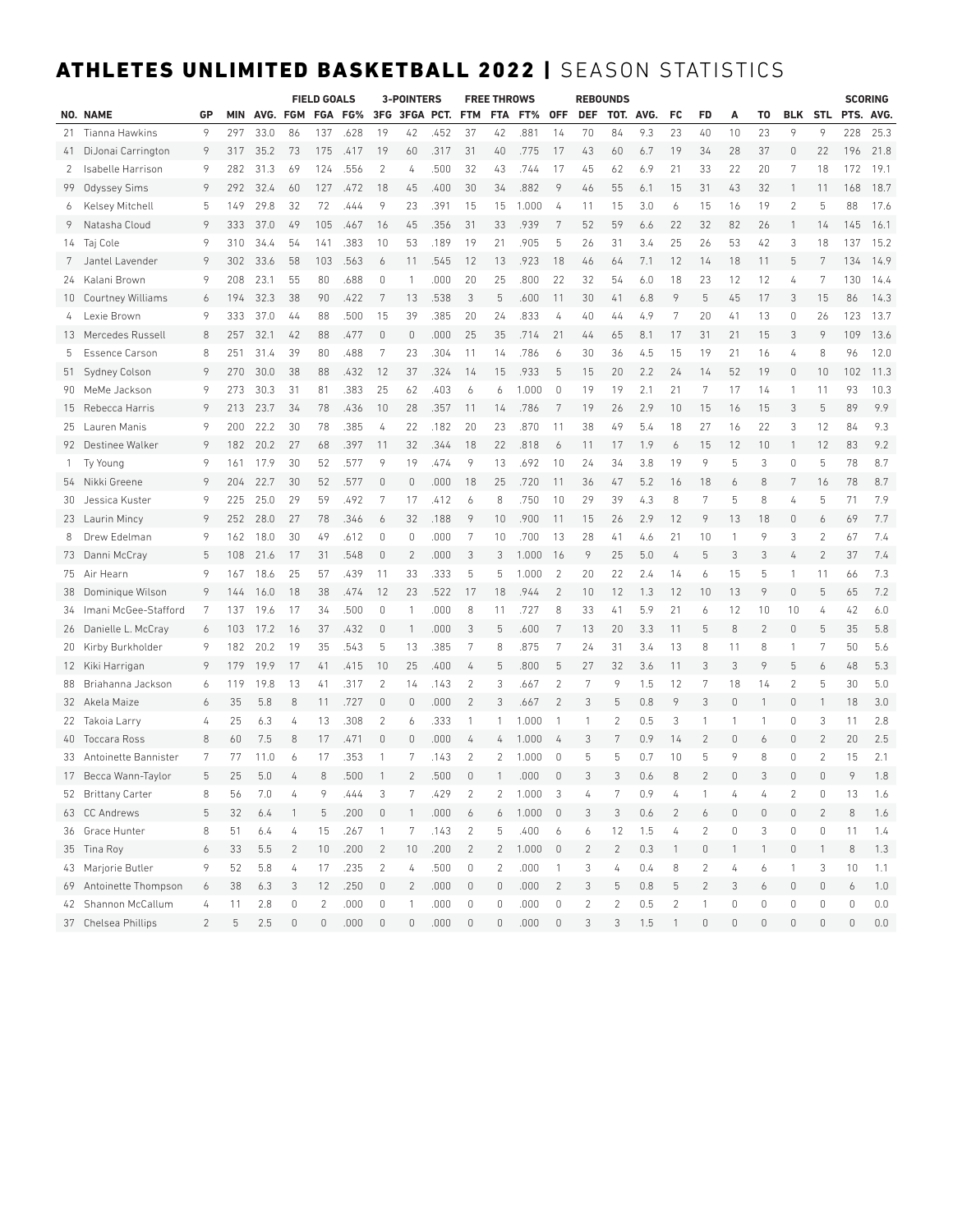## ATHLETES UNLIMITED BASKETBALL 2022 | SEASON STATISTICS

| | | | | | FIELD GOALS | | | 3-POINTERS | | | FREE THROWS | | | REBOUNDS | | | | | | | | | | SCORING | |
|---|---|---|---|---|---|---|---|---|---|---|---|---|---|---|---|---|---|---|---|---|---|---|---|---|---|
| NO. | NAME | GP | MIN | AVG. | FGM | FGA | FG% | 3FG | 3FGA | PCT. | FTM | FTA | FT% | OFF | DEF | TOT. | AVG. | FC | FD | A | TO | BLK | STL | PTS. | AVG. |
| 21 | Tianna Hawkins | 9 | 297 | 33.0 | 86 | 137 | .628 | 19 | 42 | .452 | 37 | 42 | .881 | 14 | 70 | 84 | 9.3 | 23 | 40 | 10 | 23 | 9 | 9 | 228 | 25.3 |
| 41 | DiJonai Carrington | 9 | 317 | 35.2 | 73 | 175 | .417 | 19 | 60 | .317 | 31 | 40 | .775 | 17 | 43 | 60 | 6.7 | 19 | 34 | 28 | 37 | 0 | 22 | 196 | 21.8 |
| 2 | Isabelle Harrison | 9 | 282 | 31.3 | 69 | 124 | .556 | 2 | 4 | .500 | 32 | 43 | .744 | 17 | 45 | 62 | 6.9 | 21 | 33 | 22 | 20 | 7 | 18 | 172 | 19.1 |
| 99 | Odyssey Sims | 9 | 292 | 32.4 | 60 | 127 | .472 | 18 | 45 | .400 | 30 | 34 | .882 | 9 | 46 | 55 | 6.1 | 15 | 31 | 43 | 32 | 1 | 11 | 168 | 18.7 |
| 6 | Kelsey Mitchell | 5 | 149 | 29.8 | 32 | 72 | .444 | 9 | 23 | .391 | 15 | 15 | 1.000 | 4 | 11 | 15 | 3.0 | 6 | 15 | 16 | 19 | 2 | 5 | 88 | 17.6 |
| 9 | Natasha Cloud | 9 | 333 | 37.0 | 49 | 105 | .467 | 16 | 45 | .356 | 31 | 33 | .939 | 7 | 52 | 59 | 6.6 | 22 | 32 | 82 | 26 | 1 | 14 | 145 | 16.1 |
| 14 | Taj Cole | 9 | 310 | 34.4 | 54 | 141 | .383 | 10 | 53 | .189 | 19 | 21 | .905 | 5 | 26 | 31 | 3.4 | 25 | 26 | 53 | 42 | 3 | 18 | 137 | 15.2 |
| 7 | Jantel Lavender | 9 | 302 | 33.6 | 58 | 103 | .563 | 6 | 11 | .545 | 12 | 13 | .923 | 18 | 46 | 64 | 7.1 | 12 | 14 | 18 | 11 | 5 | 7 | 134 | 14.9 |
| 24 | Kalani Brown | 9 | 208 | 23.1 | 55 | 80 | .688 | 0 | 1 | .000 | 20 | 25 | .800 | 22 | 32 | 54 | 6.0 | 18 | 23 | 12 | 12 | 4 | 7 | 130 | 14.4 |
| 10 | Courtney Williams | 6 | 194 | 32.3 | 38 | 90 | .422 | 7 | 13 | .538 | 3 | 5 | .600 | 11 | 30 | 41 | 6.8 | 9 | 5 | 45 | 17 | 3 | 15 | 86 | 14.3 |
| 4 | Lexie Brown | 9 | 333 | 37.0 | 44 | 88 | .500 | 15 | 39 | .385 | 20 | 24 | .833 | 4 | 40 | 44 | 4.9 | 7 | 20 | 41 | 13 | 0 | 26 | 123 | 13.7 |
| 13 | Mercedes Russell | 8 | 257 | 32.1 | 42 | 88 | .477 | 0 | 0 | .000 | 25 | 35 | .714 | 21 | 44 | 65 | 8.1 | 17 | 31 | 21 | 15 | 3 | 9 | 109 | 13.6 |
| 5 | Essence Carson | 8 | 251 | 31.4 | 39 | 80 | .488 | 7 | 23 | .304 | 11 | 14 | .786 | 6 | 30 | 36 | 4.5 | 15 | 19 | 21 | 16 | 4 | 8 | 96 | 12.0 |
| 51 | Sydney Colson | 9 | 270 | 30.0 | 38 | 88 | .432 | 12 | 37 | .324 | 14 | 15 | .933 | 5 | 15 | 20 | 2.2 | 24 | 14 | 52 | 19 | 0 | 10 | 102 | 11.3 |
| 90 | MeMe Jackson | 9 | 273 | 30.3 | 31 | 81 | .383 | 25 | 62 | .403 | 6 | 6 | 1.000 | 0 | 19 | 19 | 2.1 | 21 | 7 | 17 | 14 | 1 | 11 | 93 | 10.3 |
| 15 | Rebecca Harris | 9 | 213 | 23.7 | 34 | 78 | .436 | 10 | 28 | .357 | 11 | 14 | .786 | 7 | 19 | 26 | 2.9 | 10 | 15 | 16 | 15 | 3 | 5 | 89 | 9.9 |
| 25 | Lauren Manis | 9 | 200 | 22.2 | 30 | 78 | .385 | 4 | 22 | .182 | 20 | 23 | .870 | 11 | 38 | 49 | 5.4 | 18 | 27 | 16 | 22 | 3 | 12 | 84 | 9.3 |
| 92 | Destinee Walker | 9 | 182 | 20.2 | 27 | 68 | .397 | 11 | 32 | .344 | 18 | 22 | .818 | 6 | 11 | 17 | 1.9 | 6 | 15 | 12 | 10 | 1 | 12 | 83 | 9.2 |
| 1 | Ty Young | 9 | 161 | 17.9 | 30 | 52 | .577 | 9 | 19 | .474 | 9 | 13 | .692 | 10 | 24 | 34 | 3.8 | 19 | 9 | 5 | 3 | 0 | 5 | 78 | 8.7 |
| 54 | Nikki Greene | 9 | 204 | 22.7 | 30 | 52 | .577 | 0 | 0 | .000 | 18 | 25 | .720 | 11 | 36 | 47 | 5.2 | 16 | 18 | 6 | 8 | 7 | 16 | 78 | 8.7 |
| 30 | Jessica Kuster | 9 | 225 | 25.0 | 29 | 59 | .492 | 7 | 17 | .412 | 6 | 8 | .750 | 10 | 29 | 39 | 4.3 | 8 | 7 | 5 | 8 | 4 | 5 | 71 | 7.9 |
| 23 | Laurin Mincy | 9 | 252 | 28.0 | 27 | 78 | .346 | 6 | 32 | .188 | 9 | 10 | .900 | 11 | 15 | 26 | 2.9 | 12 | 9 | 13 | 18 | 0 | 6 | 69 | 7.7 |
| 8 | Drew Edelman | 9 | 162 | 18.0 | 30 | 49 | .612 | 0 | 0 | .000 | 7 | 10 | .700 | 13 | 28 | 41 | 4.6 | 21 | 10 | 1 | 9 | 3 | 2 | 67 | 7.4 |
| 73 | Danni McCray | 5 | 108 | 21.6 | 17 | 31 | .548 | 0 | 2 | .000 | 3 | 3 | 1.000 | 16 | 9 | 25 | 5.0 | 4 | 5 | 3 | 3 | 4 | 2 | 37 | 7.4 |
| 75 | Air Hearn | 9 | 167 | 18.6 | 25 | 57 | .439 | 11 | 33 | .333 | 5 | 5 | 1.000 | 2 | 20 | 22 | 2.4 | 14 | 6 | 15 | 5 | 1 | 11 | 66 | 7.3 |
| 38 | Dominique Wilson | 9 | 144 | 16.0 | 18 | 38 | .474 | 12 | 23 | .522 | 17 | 18 | .944 | 2 | 10 | 12 | 1.3 | 12 | 10 | 13 | 9 | 0 | 5 | 65 | 7.2 |
| 34 | Imani McGee-Stafford | 7 | 137 | 19.6 | 17 | 34 | .500 | 0 | 1 | .000 | 8 | 11 | .727 | 8 | 33 | 41 | 5.9 | 21 | 6 | 12 | 10 | 10 | 4 | 42 | 6.0 |
| 26 | Danielle L. McCray | 6 | 103 | 17.2 | 16 | 37 | .432 | 0 | 1 | .000 | 3 | 5 | .600 | 7 | 13 | 20 | 3.3 | 11 | 5 | 8 | 2 | 0 | 5 | 35 | 5.8 |
| 20 | Kirby Burkholder | 9 | 182 | 20.2 | 19 | 35 | .543 | 5 | 13 | .385 | 7 | 8 | .875 | 7 | 24 | 31 | 3.4 | 13 | 8 | 11 | 8 | 1 | 7 | 50 | 5.6 |
| 12 | Kiki Harrigan | 9 | 179 | 19.9 | 17 | 41 | .415 | 10 | 25 | .400 | 4 | 5 | .800 | 5 | 27 | 32 | 3.6 | 11 | 3 | 3 | 9 | 5 | 6 | 48 | 5.3 |
| 88 | Briahanna Jackson | 6 | 119 | 19.8 | 13 | 41 | .317 | 2 | 14 | .143 | 2 | 3 | .667 | 2 | 7 | 9 | 1.5 | 12 | 7 | 18 | 14 | 2 | 5 | 30 | 5.0 |
| 32 | Akela Maize | 6 | 35 | 5.8 | 8 | 11 | .727 | 0 | 0 | .000 | 2 | 3 | .667 | 2 | 3 | 5 | 0.8 | 9 | 3 | 0 | 1 | 0 | 1 | 18 | 3.0 |
| 22 | Takoia Larry | 4 | 25 | 6.3 | 4 | 13 | .308 | 2 | 6 | .333 | 1 | 1 | 1.000 | 1 | 1 | 2 | 0.5 | 3 | 1 | 1 | 1 | 0 | 3 | 11 | 2.8 |
| 40 | Toccara Ross | 8 | 60 | 7.5 | 8 | 17 | .471 | 0 | 0 | .000 | 4 | 4 | 1.000 | 4 | 3 | 7 | 0.9 | 14 | 2 | 0 | 6 | 0 | 2 | 20 | 2.5 |
| 33 | Antoinette Bannister | 7 | 77 | 11.0 | 6 | 17 | .353 | 1 | 7 | .143 | 2 | 2 | 1.000 | 0 | 5 | 5 | 0.7 | 10 | 5 | 9 | 8 | 0 | 2 | 15 | 2.1 |
| 17 | Becca Wann-Taylor | 5 | 25 | 5.0 | 4 | 8 | .500 | 1 | 2 | .500 | 0 | 1 | .000 | 0 | 3 | 3 | 0.6 | 8 | 2 | 0 | 3 | 0 | 0 | 9 | 1.8 |
| 52 | Brittany Carter | 8 | 56 | 7.0 | 4 | 9 | .444 | 3 | 7 | .429 | 2 | 2 | 1.000 | 3 | 4 | 7 | 0.9 | 4 | 1 | 4 | 4 | 2 | 0 | 13 | 1.6 |
| 63 | CC Andrews | 5 | 32 | 6.4 | 1 | 5 | .200 | 0 | 1 | .000 | 6 | 6 | 1.000 | 0 | 3 | 3 | 0.6 | 2 | 6 | 0 | 0 | 0 | 2 | 8 | 1.6 |
| 36 | Grace Hunter | 8 | 51 | 6.4 | 4 | 15 | .267 | 1 | 7 | .143 | 2 | 5 | .400 | 6 | 6 | 12 | 1.5 | 4 | 2 | 0 | 3 | 0 | 0 | 11 | 1.4 |
| 35 | Tina Roy | 6 | 33 | 5.5 | 2 | 10 | .200 | 2 | 10 | .200 | 2 | 2 | 1.000 | 0 | 2 | 2 | 0.3 | 1 | 0 | 1 | 1 | 0 | 1 | 8 | 1.3 |
| 43 | Marjorie Butler | 9 | 52 | 5.8 | 4 | 17 | .235 | 2 | 4 | .500 | 0 | 2 | .000 | 1 | 3 | 4 | 0.4 | 8 | 2 | 4 | 6 | 1 | 3 | 10 | 1.1 |
| 69 | Antoinette Thompson | 6 | 38 | 6.3 | 3 | 12 | .250 | 0 | 2 | .000 | 0 | 0 | .000 | 2 | 3 | 5 | 0.8 | 5 | 2 | 3 | 6 | 0 | 0 | 6 | 1.0 |
| 42 | Shannon McCallum | 4 | 11 | 2.8 | 0 | 2 | .000 | 0 | 1 | .000 | 0 | 0 | .000 | 0 | 2 | 2 | 0.5 | 2 | 1 | 0 | 0 | 0 | 0 | 0 | 0.0 |
| 37 | Chelsea Phillips | 2 | 5 | 2.5 | 0 | 0 | .000 | 0 | 0 | .000 | 0 | 0 | .000 | 0 | 3 | 3 | 1.5 | 1 | 0 | 0 | 0 | 0 | 0 | 0 | 0.0 |